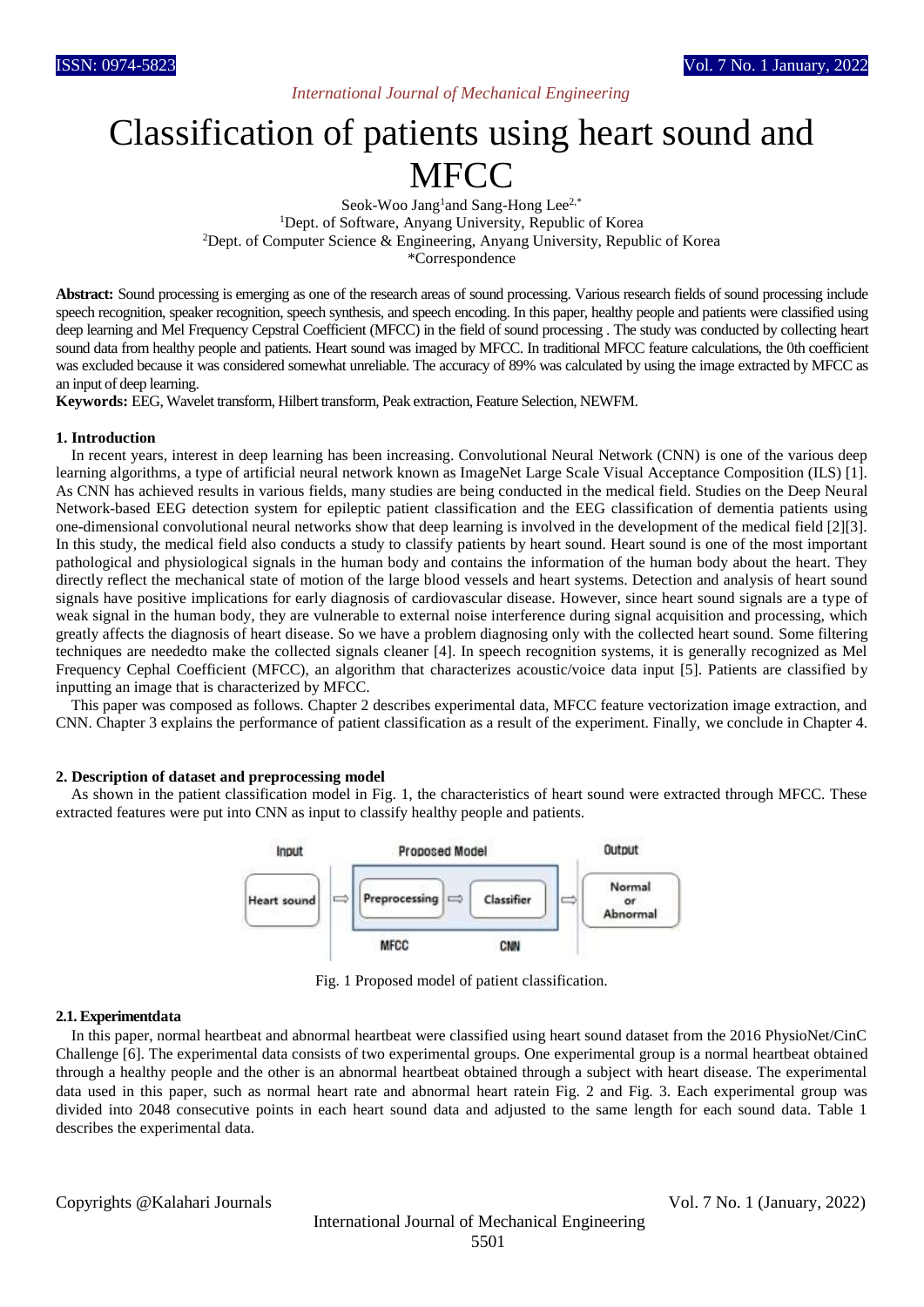# Classification of patients using heart sound and MFCC

Seok-Woo Jang[1] and Sang-Hong Lee[2,*]

[1]Dept. of Software, Anyang University, Republic of Korea

[2]Dept. of Computer Science & Engineering, Anyang University, Republic of Korea

*Correspondence

**Abstract:** Sound processing is emerging as one of the research areas of sound processing. Various research fields of sound processing include speech recognition, speaker recognition, speech synthesis, and speech encoding. In this paper, healthy people and patients were classified using deep learning and Mel Frequency Cepstral Coefficient (MFCC) in the field of sound processing . The study was conducted by collecting heart sound data from healthy people and patients. Heart sound was imaged by MFCC. In traditional MFCC feature calculations, the 0th coefficient was excluded because it was considered somewhat unreliable. The accuracy of 89% was calculated by using the image extracted by MFCC as an input of deep learning.

**Keywords:** EEG, Wavelet transform, Hilbert transform, Peak extraction, Feature Selection, NEWFM.

## 1. Introduction

In recent years, interest in deep learning has been increasing. Convolutional Neural Network (CNN) is one of the various deep learning algorithms, a type of artificial neural network known as ImageNet Large Scale Visual Acceptance Composition (ILS) [1]. As CNN has achieved results in various fields, many studies are being conducted in the medical field. Studies on the Deep Neural Network-based EEG detection system for epileptic patient classification and the EEG classification of dementia patients using one-dimensional convolutional neural networks show that deep learning is involved in the development of the medical field [2][3]. In this study, the medical field also conducts a study to classify patients by heart sound. Heart sound is one of the most important pathological and physiological signals in the human body and contains the information of the human body about the heart. They directly reflect the mechanical state of motion of the large blood vessels and heart systems. Detection and analysis of heart sound signals have positive implications for early diagnosis of cardiovascular disease. However, since heart sound signals are a type of weak signal in the human body, they are vulnerable to external noise interference during signal acquisition and processing, which greatly affects the diagnosis of heart disease. So we have a problem diagnosing only with the collected heart sound. Some filtering techniques are neededto make the collected signals cleaner [4]. In speech recognition systems, it is generally recognized as Mel Frequency Cephal Coefficient (MFCC), an algorithm that characterizes acoustic/voice data input [5]. Patients are classified by inputting an image that is characterized by MFCC.

This paper was composed as follows. Chapter 2 describes experimental data, MFCC feature vectorization image extraction, and CNN. Chapter 3 explains the performance of patient classification as a result of the experiment. Finally, we conclude in Chapter 4.

## 2. Description of dataset and preprocessing model

As shown in the patient classification model in Fig. 1, the characteristics of heart sound were extracted through MFCC. These extracted features were put into CNN as input to classify healthy people and patients.

Input | Proposed Model | Output

Heart sound ⇨ Preprocessing (MFCC) ⇨ Classifier (CNN) ⇨ Normal or Abnormal

Fig. 1 Proposed model of patient classification.

### 2.1. Experimentdata

In this paper, normal heartbeat and abnormal heartbeat were classified using heart sound dataset from the 2016 PhysioNet/CinC Challenge [6]. The experimental data consists of two experimental groups. One experimental group is a normal heartbeat obtained through a healthy people and the other is an abnormal heartbeat obtained through a subject with heart disease. The experimental data used in this paper, such as normal heart rate and abnormal heart ratein Fig. 2 and Fig. 3. Each experimental group was divided into 2048 consecutive points in each heart sound data and adjusted to the same length for each sound data. Table 1 describes the experimental data.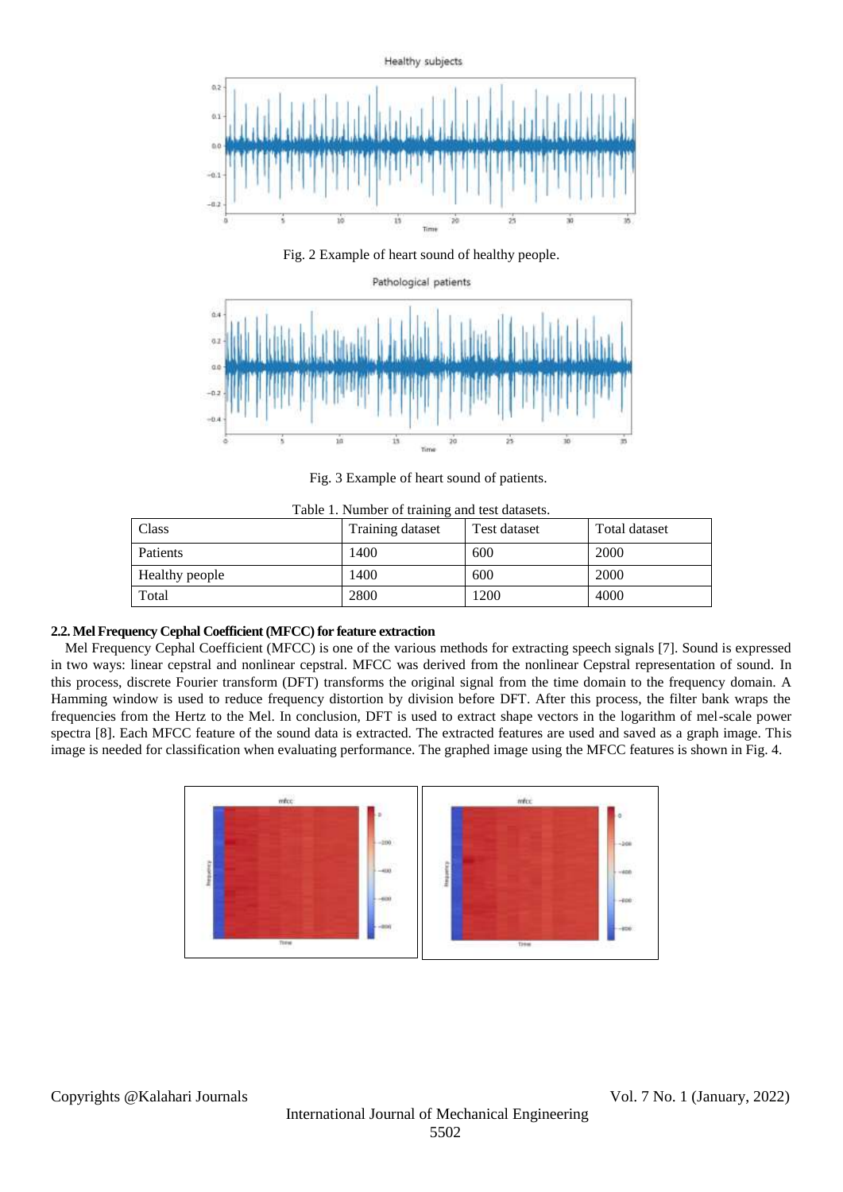Fig. 2 Example of heart sound of healthy people.

Fig. 3 Example of heart sound of patients.

Table 1. Number of training and test datasets.

| Class | Training dataset | Test dataset | Total dataset |
|---|---|---|---|
| Patients | 1400 | 600 | 2000 |
| Healthy people | 1400 | 600 | 2000 |
| Total | 2800 | 1200 | 4000 |

### 2.2. Mel Frequency Cephal Coefficient (MFCC) for feature extraction

Mel Frequency Cephal Coefficient (MFCC) is one of the various methods for extracting speech signals [7]. Sound is expressed in two ways: linear cepstral and nonlinear cepstral. MFCC was derived from the nonlinear Cepstral representation of sound. In this process, discrete Fourier transform (DFT) transforms the original signal from the time domain to the frequency domain. A Hamming window is used to reduce frequency distortion by division before DFT. After this process, the filter bank wraps the frequencies from the Hertz to the Mel. In conclusion, DFT is used to extract shape vectors in the logarithm of mel-scale power spectra [8]. Each MFCC feature of the sound data is extracted. The extracted features are used and saved as a graph image. This image is needed for classification when evaluating performance. The graphed image using the MFCC features is shown in Fig. 4.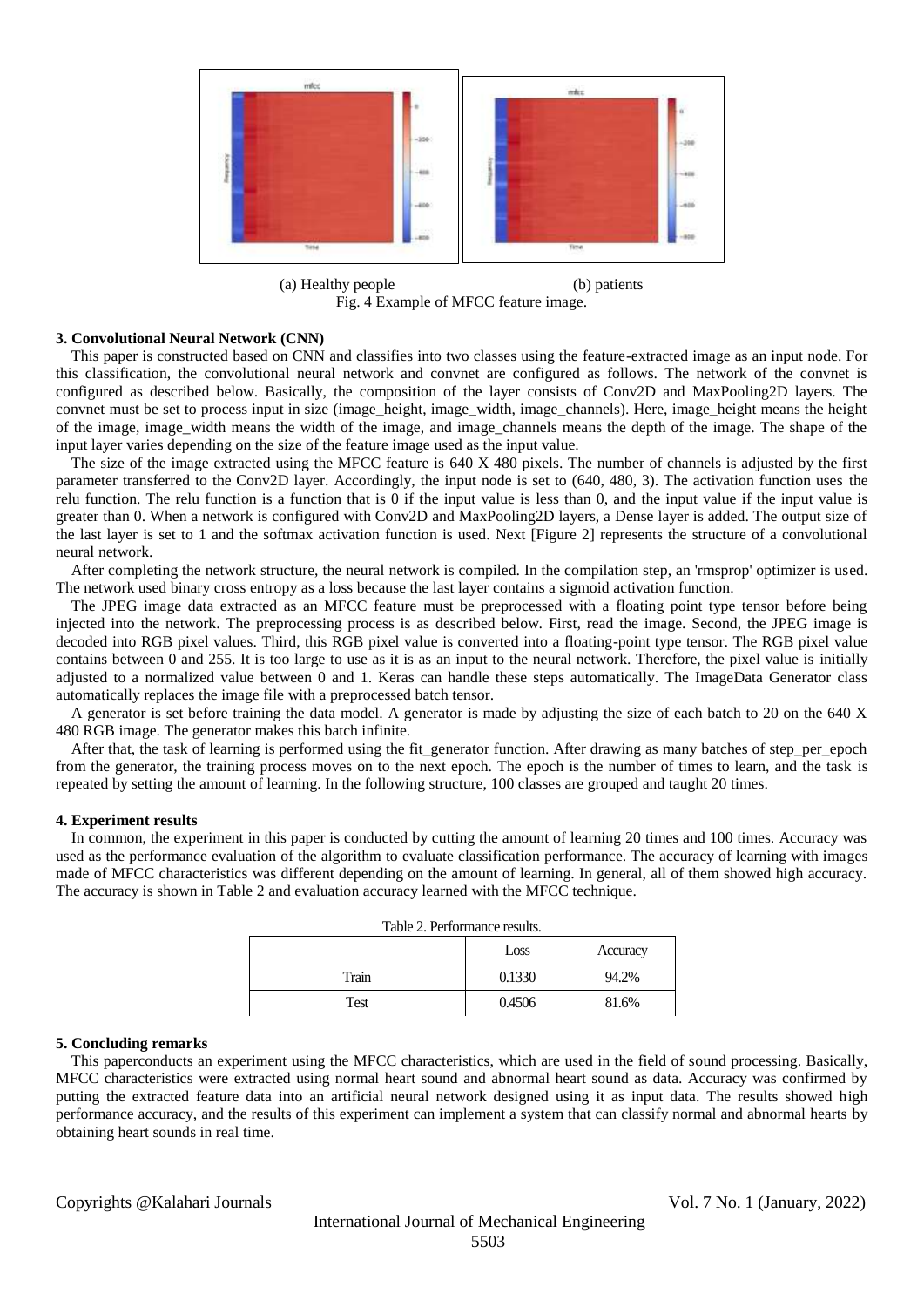(a) Healthy people (b) patients

Fig. 4 Example of MFCC feature image.

### 3. Convolutional Neural Network (CNN)

This paper is constructed based on CNN and classifies into two classes using the feature-extracted image as an input node. For this classification, the convolutional neural network and convnet are configured as follows. The network of the convnet is configured as described below. Basically, the composition of the layer consists of Conv2D and MaxPooling2D layers. The convnet must be set to process input in size (image_height, image_width, image_channels). Here, image_height means the height of the image, image_width means the width of the image, and image_channels means the depth of the image. The shape of the input layer varies depending on the size of the feature image used as the input value.

The size of the image extracted using the MFCC feature is 640 X 480 pixels. The number of channels is adjusted by the first parameter transferred to the Conv2D layer. Accordingly, the input node is set to (640, 480, 3). The activation function uses the relu function. The relu function is a function that is 0 if the input value is less than 0, and the input value if the input value is greater than 0. When a network is configured with Conv2D and MaxPooling2D layers, a Dense layer is added. The output size of the last layer is set to 1 and the softmax activation function is used. Next [Figure 2] represents the structure of a convolutional neural network.

After completing the network structure, the neural network is compiled. In the compilation step, an 'rmsprop' optimizer is used. The network used binary cross entropy as a loss because the last layer contains a sigmoid activation function.

The JPEG image data extracted as an MFCC feature must be preprocessed with a floating point type tensor before being injected into the network. The preprocessing process is as described below. First, read the image. Second, the JPEG image is decoded into RGB pixel values. Third, this RGB pixel value is converted into a floating-point type tensor. The RGB pixel value contains between 0 and 255. It is too large to use as it is as an input to the neural network. Therefore, the pixel value is initially adjusted to a normalized value between 0 and 1. Keras can handle these steps automatically. The ImageData Generator class automatically replaces the image file with a preprocessed batch tensor.

A generator is set before training the data model. A generator is made by adjusting the size of each batch to 20 on the 640 X 480 RGB image. The generator makes this batch infinite.

After that, the task of learning is performed using the fit_generator function. After drawing as many batches of step_per_epoch from the generator, the training process moves on to the next epoch. The epoch is the number of times to learn, and the task is repeated by setting the amount of learning. In the following structure, 100 classes are grouped and taught 20 times.

### 4. Experiment results

In common, the experiment in this paper is conducted by cutting the amount of learning 20 times and 100 times. Accuracy was used as the performance evaluation of the algorithm to evaluate classification performance. The accuracy of learning with images made of MFCC characteristics was different depending on the amount of learning. In general, all of them showed high accuracy. The accuracy is shown in Table 2 and evaluation accuracy learned with the MFCC technique.

Table 2. Performance results.

| | Loss | Accuracy |
|---|---|---|
| Train | 0.1330 | 94.2% |
| Test | 0.4506 | 81.6% |

### 5. Concluding remarks

This paperconducts an experiment using the MFCC characteristics, which are used in the field of sound processing. Basically, MFCC characteristics were extracted using normal heart sound and abnormal heart sound as data. Accuracy was confirmed by putting the extracted feature data into an artificial neural network designed using it as input data. The results showed high performance accuracy, and the results of this experiment can implement a system that can classify normal and abnormal hearts by obtaining heart sounds in real time.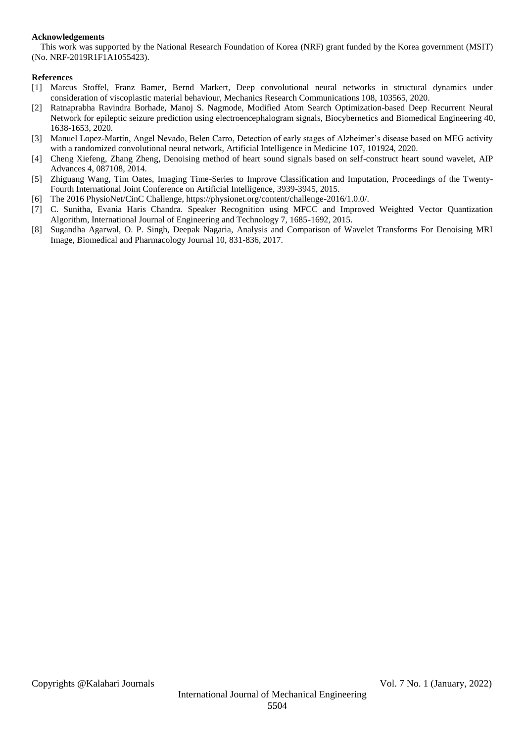**Acknowledgements**

This work was supported by the National Research Foundation of Korea (NRF) grant funded by the Korea government (MSIT) (No. NRF-2019R1F1A1055423).

**References**

[1] Marcus Stoffel, Franz Bamer, Bernd Markert, Deep convolutional neural networks in structural dynamics under consideration of viscoplastic material behaviour, Mechanics Research Communications 108, 103565, 2020.

[2] Ratnaprabha Ravindra Borhade, Manoj S. Nagmode, Modified Atom Search Optimization-based Deep Recurrent Neural Network for epileptic seizure prediction using electroencephalogram signals, Biocybernetics and Biomedical Engineering 40, 1638-1653, 2020.

[3] Manuel Lopez-Martin, Angel Nevado, Belen Carro, Detection of early stages of Alzheimer's disease based on MEG activity with a randomized convolutional neural network, Artificial Intelligence in Medicine 107, 101924, 2020.

[4] Cheng Xiefeng, Zhang Zheng, Denoising method of heart sound signals based on self-construct heart sound wavelet, AIP Advances 4, 087108, 2014.

[5] Zhiguang Wang, Tim Oates, Imaging Time-Series to Improve Classification and Imputation, Proceedings of the Twenty-Fourth International Joint Conference on Artificial Intelligence, 3939-3945, 2015.

[6] The 2016 PhysioNet/CinC Challenge, https://physionet.org/content/challenge-2016/1.0.0/.

[7] C. Sunitha, Evania Haris Chandra. Speaker Recognition using MFCC and Improved Weighted Vector Quantization Algorithm, International Journal of Engineering and Technology 7, 1685-1692, 2015.

[8] Sugandha Agarwal, O. P. Singh, Deepak Nagaria, Analysis and Comparison of Wavelet Transforms For Denoising MRI Image, Biomedical and Pharmacology Journal 10, 831-836, 2017.